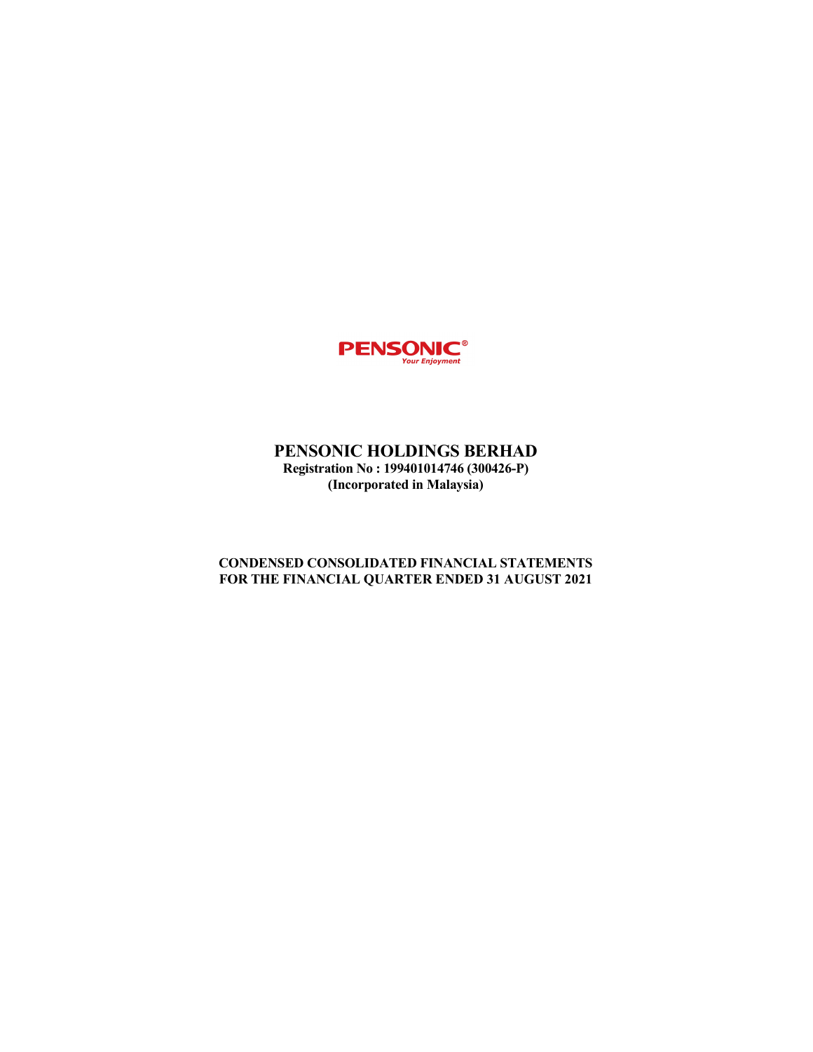**PENSONIC®**
*Your Enjoyment*

# PENSONIC HOLDINGS BERHAD

**Registration No : 199401014746 (300426-P)**
**(Incorporated in Malaysia)**

## CONDENSED CONSOLIDATED FINANCIAL STATEMENTS FOR THE FINANCIAL QUARTER ENDED 31 AUGUST 2021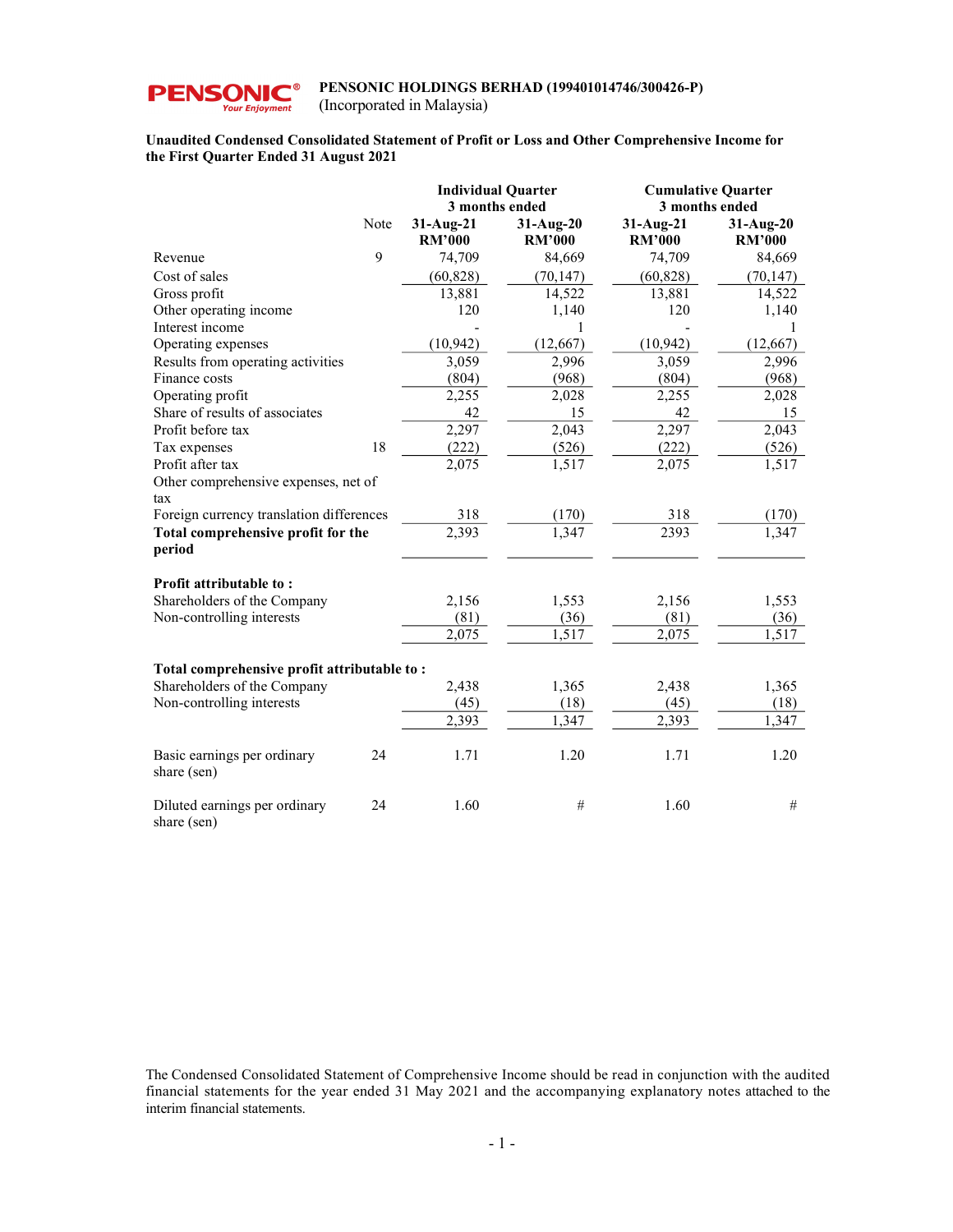**PENSONIC HOLDINGS BERHAD (199401014746/300426-P)**
(Incorporated in Malaysia)

**Unaudited Condensed Consolidated Statement of Profit or Loss and Other Comprehensive Income for the First Quarter Ended 31 August 2021**

| | Note | Individual Quarter 3 months ended | | Cumulative Quarter 3 months ended | |
|---|---|---|---|---|---|
| | | **31-Aug-21 RM'000** | **31-Aug-20 RM'000** | **31-Aug-21 RM'000** | **31-Aug-20 RM'000** |
| Revenue | 9 | 74,709 | 84,669 | 74,709 | 84,669 |
| Cost of sales | | (60,828) | (70,147) | (60,828) | (70,147) |
| Gross profit | | 13,881 | 14,522 | 13,881 | 14,522 |
| Other operating income | | 120 | 1,140 | 120 | 1,140 |
| Interest income | | - | 1 | - | 1 |
| Operating expenses | | (10,942) | (12,667) | (10,942) | (12,667) |
| Results from operating activities | | 3,059 | 2,996 | 3,059 | 2,996 |
| Finance costs | | (804) | (968) | (804) | (968) |
| Operating profit | | 2,255 | 2,028 | 2,255 | 2,028 |
| Share of results of associates | | 42 | 15 | 42 | 15 |
| Profit before tax | | 2,297 | 2,043 | 2,297 | 2,043 |
| Tax expenses | 18 | (222) | (526) | (222) | (526) |
| Profit after tax | | 2,075 | 1,517 | 2,075 | 1,517 |
| Other comprehensive expenses, net of tax | | | | | |
| Foreign currency translation differences | | 318 | (170) | 318 | (170) |
| **Total comprehensive profit for the period** | | 2,393 | 1,347 | 2393 | 1,347 |
| | | | | | |
| **Profit attributable to :** | | | | | |
| Shareholders of the Company | | 2,156 | 1,553 | 2,156 | 1,553 |
| Non-controlling interests | | (81) | (36) | (81) | (36) |
| | | 2,075 | 1,517 | 2,075 | 1,517 |
| | | | | | |
| **Total comprehensive profit attributable to :** | | | | | |
| Shareholders of the Company | | 2,438 | 1,365 | 2,438 | 1,365 |
| Non-controlling interests | | (45) | (18) | (45) | (18) |
| | | 2,393 | 1,347 | 2,393 | 1,347 |
| | | | | | |
| Basic earnings per ordinary share (sen) | 24 | 1.71 | 1.20 | 1.71 | 1.20 |
| | | | | | |
| Diluted earnings per ordinary share (sen) | 24 | 1.60 | # | 1.60 | # |

The Condensed Consolidated Statement of Comprehensive Income should be read in conjunction with the audited financial statements for the year ended 31 May 2021 and the accompanying explanatory notes attached to the interim financial statements.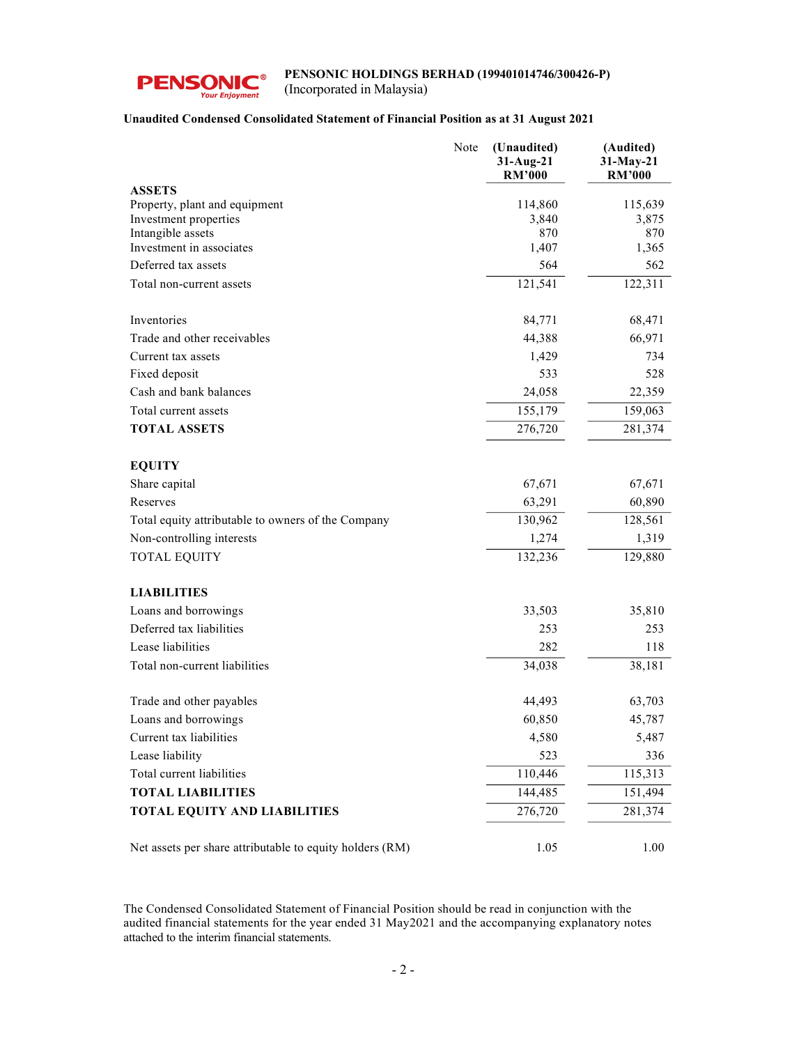**PENSONIC HOLDINGS BERHAD (199401014746/300426-P)**
(Incorporated in Malaysia)

**Unaudited Condensed Consolidated Statement of Financial Position as at 31 August 2021**

| | Note | (Unaudited) 31-Aug-21 RM'000 | (Audited) 31-May-21 RM'000 |
|---|---|---|---|
| **ASSETS** | | | |
| Property, plant and equipment | | 114,860 | 115,639 |
| Investment properties | | 3,840 | 3,875 |
| Intangible assets | | 870 | 870 |
| Investment in associates | | 1,407 | 1,365 |
| Deferred tax assets | | 564 | 562 |
| Total non-current assets | | 121,541 | 122,311 |
| | | | |
| Inventories | | 84,771 | 68,471 |
| Trade and other receivables | | 44,388 | 66,971 |
| Current tax assets | | 1,429 | 734 |
| Fixed deposit | | 533 | 528 |
| Cash and bank balances | | 24,058 | 22,359 |
| Total current assets | | 155,179 | 159,063 |
| **TOTAL ASSETS** | | 276,720 | 281,374 |
| | | | |
| **EQUITY** | | | |
| Share capital | | 67,671 | 67,671 |
| Reserves | | 63,291 | 60,890 |
| Total equity attributable to owners of the Company | | 130,962 | 128,561 |
| Non-controlling interests | | 1,274 | 1,319 |
| TOTAL EQUITY | | 132,236 | 129,880 |
| | | | |
| **LIABILITIES** | | | |
| Loans and borrowings | | 33,503 | 35,810 |
| Deferred tax liabilities | | 253 | 253 |
| Lease liabilities | | 282 | 118 |
| Total non-current liabilities | | 34,038 | 38,181 |
| | | | |
| Trade and other payables | | 44,493 | 63,703 |
| Loans and borrowings | | 60,850 | 45,787 |
| Current tax liabilities | | 4,580 | 5,487 |
| Lease liability | | 523 | 336 |
| Total current liabilities | | 110,446 | 115,313 |
| **TOTAL LIABILITIES** | | 144,485 | 151,494 |
| **TOTAL EQUITY AND LIABILITIES** | | 276,720 | 281,374 |
| | | | |
| Net assets per share attributable to equity holders (RM) | | 1.05 | 1.00 |

The Condensed Consolidated Statement of Financial Position should be read in conjunction with the audited financial statements for the year ended 31 May2021 and the accompanying explanatory notes attached to the interim financial statements.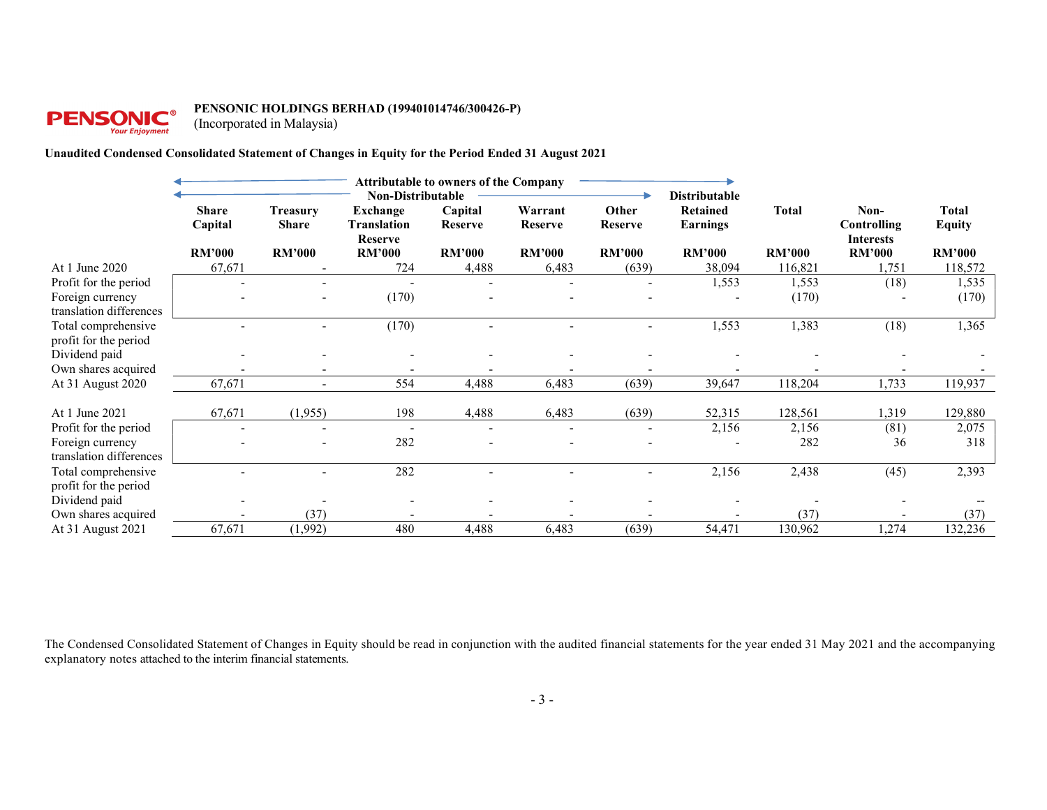**PENSONIC HOLDINGS BERHAD (199401014746/300426-P)**
(Incorporated in Malaysia)

**Unaudited Condensed Consolidated Statement of Changes in Equity for the Period Ended 31 August 2021**

| | Attributable to owners of the Company | | | | | | | | | |
|---|---|---|---|---|---|---|---|---|---|---|
| | Non-Distributable | | | | | | Distributable | | | |
| | Share Capital | Treasury Share | Exchange Translation Reserve | Capital Reserve | Warrant Reserve | Other Reserve | Retained Earnings | Total | Non-Controlling Interests | Total Equity |
| | RM'000 | RM'000 | RM'000 | RM'000 | RM'000 | RM'000 | RM'000 | RM'000 | RM'000 | RM'000 |
| At 1 June 2020 | 67,671 | - | 724 | 4,488 | 6,483 | (639) | 38,094 | 116,821 | 1,751 | 118,572 |
| Profit for the period | - | - | - | - | - | - | 1,553 | 1,553 | (18) | 1,535 |
| Foreign currency translation differences | - | - | (170) | - | - | - | - | (170) | - | (170) |
| Total comprehensive profit for the period | - | - | (170) | - | - | - | 1,553 | 1,383 | (18) | 1,365 |
| Dividend paid | - | - | - | - | - | - | - | - | - | - |
| Own shares acquired | - | - | - | - | - | - | - | - | - | - |
| At 31 August 2020 | 67,671 | - | 554 | 4,488 | 6,483 | (639) | 39,647 | 118,204 | 1,733 | 119,937 |
| | | | | | | | | | | |
| At 1 June 2021 | 67,671 | (1,955) | 198 | 4,488 | 6,483 | (639) | 52,315 | 128,561 | 1,319 | 129,880 |
| Profit for the period | - | - | - | - | - | - | 2,156 | 2,156 | (81) | 2,075 |
| Foreign currency translation differences | - | - | 282 | - | - | - | - | 282 | 36 | 318 |
| Total comprehensive profit for the period | - | - | 282 | - | - | - | 2,156 | 2,438 | (45) | 2,393 |
| Dividend paid | - | - | - | - | - | - | - | - | - | -- |
| Own shares acquired | - | (37) | - | - | - | - | - | (37) | - | (37) |
| At 31 August 2021 | 67,671 | (1,992) | 480 | 4,488 | 6,483 | (639) | 54,471 | 130,962 | 1,274 | 132,236 |

The Condensed Consolidated Statement of Changes in Equity should be read in conjunction with the audited financial statements for the year ended 31 May 2021 and the accompanying explanatory notes attached to the interim financial statements.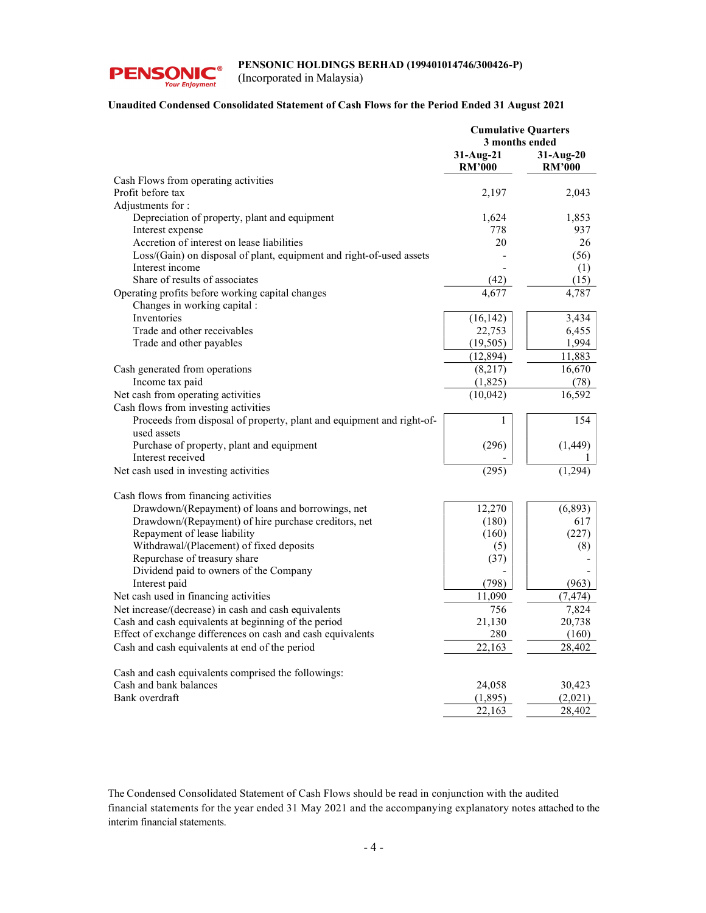**PENSONIC HOLDINGS BERHAD (199401014746/300426-P)**
(Incorporated in Malaysia)

**Unaudited Condensed Consolidated Statement of Cash Flows for the Period Ended 31 August 2021**

| | **Cumulative Quarters 3 months ended** | |
|---|---|---|
| | **31-Aug-21 RM'000** | **31-Aug-20 RM'000** |
| Cash Flows from operating activities | | |
| Profit before tax | 2,197 | 2,043 |
| Adjustments for : | | |
| Depreciation of property, plant and equipment | 1,624 | 1,853 |
| Interest expense | 778 | 937 |
| Accretion of interest on lease liabilities | 20 | 26 |
| Loss/(Gain) on disposal of plant, equipment and right-of-used assets | - | (56) |
| Interest income | - | (1) |
| Share of results of associates | (42) | (15) |
| Operating profits before working capital changes | 4,677 | 4,787 |
| Changes in working capital : | | |
| Inventories | (16,142) | 3,434 |
| Trade and other receivables | 22,753 | 6,455 |
| Trade and other payables | (19,505) | 1,994 |
| | (12,894) | 11,883 |
| Cash generated from operations | (8,217) | 16,670 |
| Income tax paid | (1,825) | (78) |
| Net cash from operating activities | (10,042) | 16,592 |
| Cash flows from investing activities | | |
| Proceeds from disposal of property, plant and equipment and right-of-used assets | 1 | 154 |
| Purchase of property, plant and equipment | (296) | (1,449) |
| Interest received | - | 1 |
| Net cash used in investing activities | (295) | (1,294) |
| Cash flows from financing activities | | |
| Drawdown/(Repayment) of loans and borrowings, net | 12,270 | (6,893) |
| Drawdown/(Repayment) of hire purchase creditors, net | (180) | 617 |
| Repayment of lease liability | (160) | (227) |
| Withdrawal/(Placement) of fixed deposits | (5) | (8) |
| Repurchase of treasury share | (37) | - |
| Dividend paid to owners of the Company | - | - |
| Interest paid | (798) | (963) |
| Net cash used in financing activities | 11,090 | (7,474) |
| Net increase/(decrease) in cash and cash equivalents | 756 | 7,824 |
| Cash and cash equivalents at beginning of the period | 21,130 | 20,738 |
| Effect of exchange differences on cash and cash equivalents | 280 | (160) |
| Cash and cash equivalents at end of the period | 22,163 | 28,402 |
| | | |
| Cash and cash equivalents comprised the followings: | | |
| Cash and bank balances | 24,058 | 30,423 |
| Bank overdraft | (1,895) | (2,021) |
| | 22,163 | 28,402 |

The Condensed Consolidated Statement of Cash Flows should be read in conjunction with the audited financial statements for the year ended 31 May 2021 and the accompanying explanatory notes attached to the interim financial statements.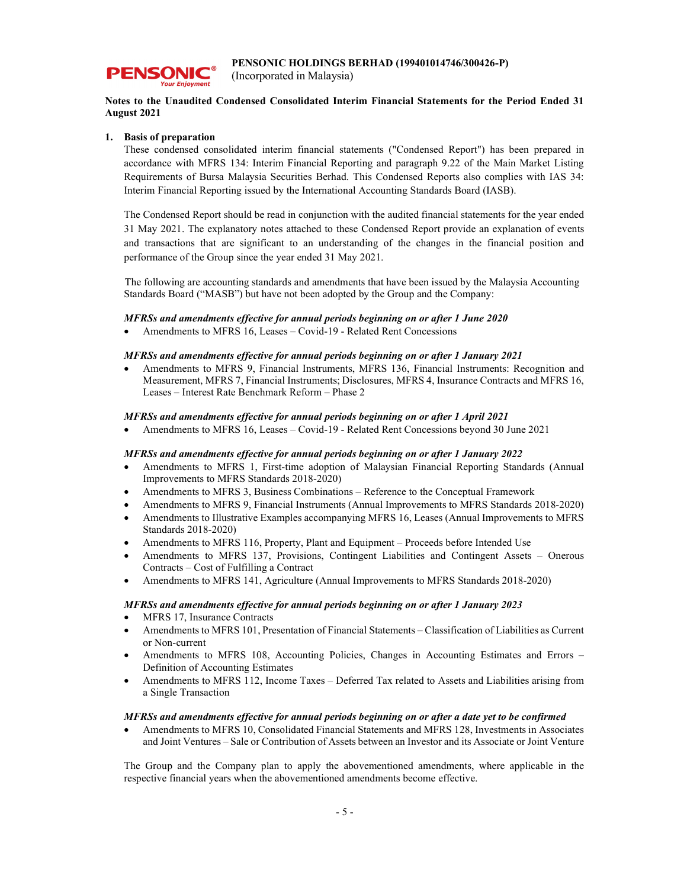**PENSONIC HOLDINGS BERHAD (199401014746/300426-P)**
(Incorporated in Malaysia)

**Notes to the Unaudited Condensed Consolidated Interim Financial Statements for the Period Ended 31 August 2021**

## 1. Basis of preparation

These condensed consolidated interim financial statements ("Condensed Report") has been prepared in accordance with MFRS 134: Interim Financial Reporting and paragraph 9.22 of the Main Market Listing Requirements of Bursa Malaysia Securities Berhad. This Condensed Reports also complies with IAS 34: Interim Financial Reporting issued by the International Accounting Standards Board (IASB).

The Condensed Report should be read in conjunction with the audited financial statements for the year ended 31 May 2021. The explanatory notes attached to these Condensed Report provide an explanation of events and transactions that are significant to an understanding of the changes in the financial position and performance of the Group since the year ended 31 May 2021.

The following are accounting standards and amendments that have been issued by the Malaysia Accounting Standards Board ("MASB") but have not been adopted by the Group and the Company:

***MFRSs and amendments effective for annual periods beginning on or after 1 June 2020***

- Amendments to MFRS 16, Leases – Covid-19 - Related Rent Concessions

***MFRSs and amendments effective for annual periods beginning on or after 1 January 2021***

- Amendments to MFRS 9, Financial Instruments, MFRS 136, Financial Instruments: Recognition and Measurement, MFRS 7, Financial Instruments; Disclosures, MFRS 4, Insurance Contracts and MFRS 16, Leases – Interest Rate Benchmark Reform – Phase 2

***MFRSs and amendments effective for annual periods beginning on or after 1 April 2021***

- Amendments to MFRS 16, Leases – Covid-19 - Related Rent Concessions beyond 30 June 2021

***MFRSs and amendments effective for annual periods beginning on or after 1 January 2022***

- Amendments to MFRS 1, First-time adoption of Malaysian Financial Reporting Standards (Annual Improvements to MFRS Standards 2018-2020)
- Amendments to MFRS 3, Business Combinations – Reference to the Conceptual Framework
- Amendments to MFRS 9, Financial Instruments (Annual Improvements to MFRS Standards 2018-2020)
- Amendments to Illustrative Examples accompanying MFRS 16, Leases (Annual Improvements to MFRS Standards 2018-2020)
- Amendments to MFRS 116, Property, Plant and Equipment – Proceeds before Intended Use
- Amendments to MFRS 137, Provisions, Contingent Liabilities and Contingent Assets – Onerous Contracts – Cost of Fulfilling a Contract
- Amendments to MFRS 141, Agriculture (Annual Improvements to MFRS Standards 2018-2020)

***MFRSs and amendments effective for annual periods beginning on or after 1 January 2023***

- MFRS 17, Insurance Contracts
- Amendments to MFRS 101, Presentation of Financial Statements – Classification of Liabilities as Current or Non-current
- Amendments to MFRS 108, Accounting Policies, Changes in Accounting Estimates and Errors – Definition of Accounting Estimates
- Amendments to MFRS 112, Income Taxes – Deferred Tax related to Assets and Liabilities arising from a Single Transaction

***MFRSs and amendments effective for annual periods beginning on or after a date yet to be confirmed***

- Amendments to MFRS 10, Consolidated Financial Statements and MFRS 128, Investments in Associates and Joint Ventures – Sale or Contribution of Assets between an Investor and its Associate or Joint Venture

The Group and the Company plan to apply the abovementioned amendments, where applicable in the respective financial years when the abovementioned amendments become effective.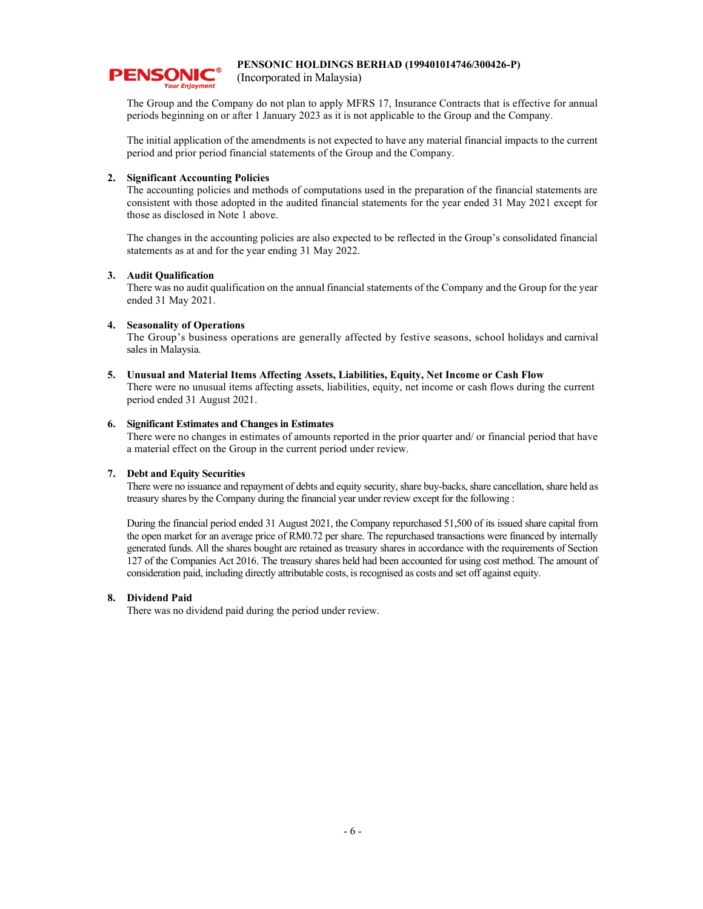The Group and the Company do not plan to apply MFRS 17, Insurance Contracts that is effective for annual periods beginning on or after 1 January 2023 as it is not applicable to the Group and the Company.

The initial application of the amendments is not expected to have any material financial impacts to the current period and prior period financial statements of the Group and the Company.

**2. Significant Accounting Policies**

The accounting policies and methods of computations used in the preparation of the financial statements are consistent with those adopted in the audited financial statements for the year ended 31 May 2021 except for those as disclosed in Note 1 above.

The changes in the accounting policies are also expected to be reflected in the Group's consolidated financial statements as at and for the year ending 31 May 2022.

**3. Audit Qualification**

There was no audit qualification on the annual financial statements of the Company and the Group for the year ended 31 May 2021.

**4. Seasonality of Operations**

The Group's business operations are generally affected by festive seasons, school holidays and carnival sales in Malaysia.

**5. Unusual and Material Items Affecting Assets, Liabilities, Equity, Net Income or Cash Flow**

There were no unusual items affecting assets, liabilities, equity, net income or cash flows during the current period ended 31 August 2021.

**6. Significant Estimates and Changes in Estimates**

There were no changes in estimates of amounts reported in the prior quarter and/ or financial period that have a material effect on the Group in the current period under review.

**7. Debt and Equity Securities**

There were no issuance and repayment of debts and equity security, share buy-backs, share cancellation, share held as treasury shares by the Company during the financial year under review except for the following :

During the financial period ended 31 August 2021, the Company repurchased 51,500 of its issued share capital from the open market for an average price of RM0.72 per share. The repurchased transactions were financed by internally generated funds. All the shares bought are retained as treasury shares in accordance with the requirements of Section 127 of the Companies Act 2016. The treasury shares held had been accounted for using cost method. The amount of consideration paid, including directly attributable costs, is recognised as costs and set off against equity.

**8. Dividend Paid**

There was no dividend paid during the period under review.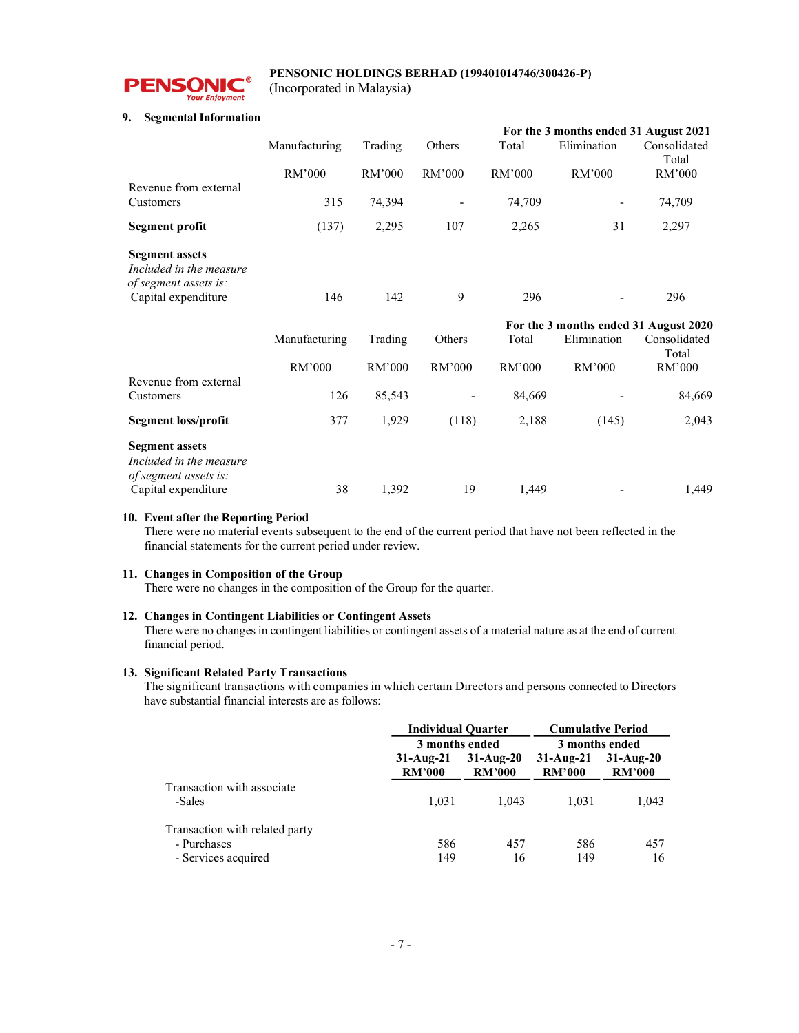PENSONIC HOLDINGS BERHAD (199401014746/300426-P)
(Incorporated in Malaysia)

## 9. Segmental Information

**For the 3 months ended 31 August 2021**

| | Manufacturing | Trading | Others | Total | Elimination | Consolidated Total |
|---|---|---|---|---|---|---|
| | RM'000 | RM'000 | RM'000 | RM'000 | RM'000 | RM'000 |
| Revenue from external Customers | 315 | 74,394 | - | 74,709 | - | 74,709 |
| **Segment profit** | (137) | 2,295 | 107 | 2,265 | 31 | 2,297 |
| **Segment assets** | | | | | | |
| *Included in the measure of segment assets is:* | | | | | | |
| Capital expenditure | 146 | 142 | 9 | 296 | - | 296 |

**For the 3 months ended 31 August 2020**

| | Manufacturing | Trading | Others | Total | Elimination | Consolidated Total |
|---|---|---|---|---|---|---|
| | RM'000 | RM'000 | RM'000 | RM'000 | RM'000 | RM'000 |
| Revenue from external Customers | 126 | 85,543 | - | 84,669 | - | 84,669 |
| **Segment loss/profit** | 377 | 1,929 | (118) | 2,188 | (145) | 2,043 |
| **Segment assets** | | | | | | |
| *Included in the measure of segment assets is:* | | | | | | |
| Capital expenditure | 38 | 1,392 | 19 | 1,449 | - | 1,449 |

## 10. Event after the Reporting Period

There were no material events subsequent to the end of the current period that have not been reflected in the financial statements for the current period under review.

## 11. Changes in Composition of the Group

There were no changes in the composition of the Group for the quarter.

## 12. Changes in Contingent Liabilities or Contingent Assets

There were no changes in contingent liabilities or contingent assets of a material nature as at the end of current financial period.

## 13. Significant Related Party Transactions

The significant transactions with companies in which certain Directors and persons connected to Directors have substantial financial interests are as follows:

| | Individual Quarter | | Cumulative Period | |
|---|---|---|---|---|
| | 3 months ended | | 3 months ended | |
| | 31-Aug-21 RM'000 | 31-Aug-20 RM'000 | 31-Aug-21 RM'000 | 31-Aug-20 RM'000 |
| Transaction with associate | | | | |
| -Sales | 1,031 | 1,043 | 1,031 | 1,043 |
| Transaction with related party | | | | |
| - Purchases | 586 | 457 | 586 | 457 |
| - Services acquired | 149 | 16 | 149 | 16 |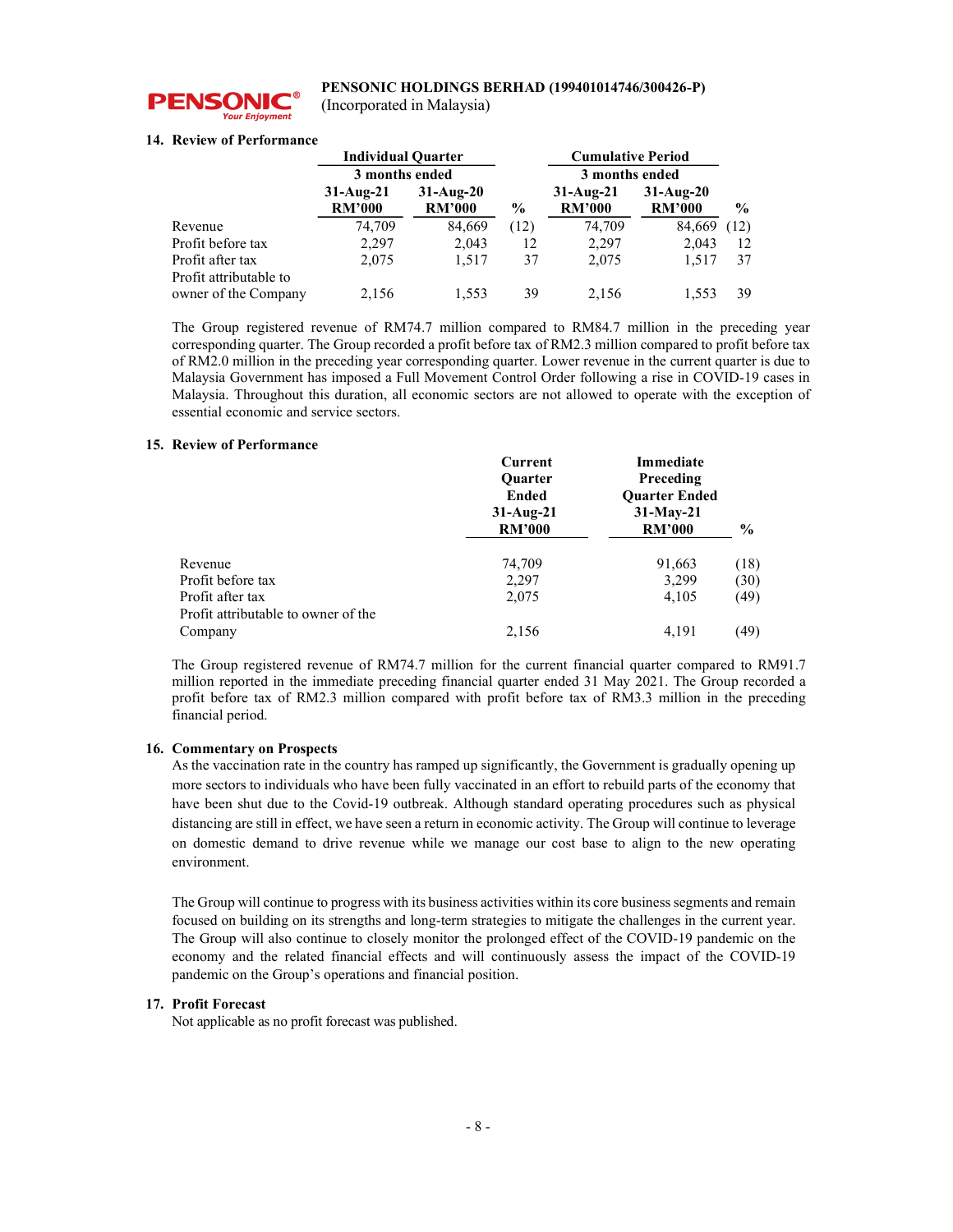**PENSONIC HOLDINGS BERHAD (199401014746/300426-P)**
(Incorporated in Malaysia)

**14. Review of Performance**

| | Individual Quarter | | | Cumulative Period | | |
|---|---|---|---|---|---|---|
| | 3 months ended | | | 3 months ended | | |
| | 31-Aug-21 RM'000 | 31-Aug-20 RM'000 | % | 31-Aug-21 RM'000 | 31-Aug-20 RM'000 | % |
| Revenue | 74,709 | 84,669 | (12) | 74,709 | 84,669 | (12) |
| Profit before tax | 2,297 | 2,043 | 12 | 2,297 | 2,043 | 12 |
| Profit after tax | 2,075 | 1,517 | 37 | 2,075 | 1,517 | 37 |
| Profit attributable to owner of the Company | 2,156 | 1,553 | 39 | 2,156 | 1,553 | 39 |

The Group registered revenue of RM74.7 million compared to RM84.7 million in the preceding year corresponding quarter. The Group recorded a profit before tax of RM2.3 million compared to profit before tax of RM2.0 million in the preceding year corresponding quarter. Lower revenue in the current quarter is due to Malaysia Government has imposed a Full Movement Control Order following a rise in COVID-19 cases in Malaysia. Throughout this duration, all economic sectors are not allowed to operate with the exception of essential economic and service sectors.

**15. Review of Performance**

| | Current Quarter Ended 31-Aug-21 RM'000 | Immediate Preceding Quarter Ended 31-May-21 RM'000 | % |
|---|---|---|---|
| Revenue | 74,709 | 91,663 | (18) |
| Profit before tax | 2,297 | 3,299 | (30) |
| Profit after tax | 2,075 | 4,105 | (49) |
| Profit attributable to owner of the Company | 2,156 | 4,191 | (49) |

The Group registered revenue of RM74.7 million for the current financial quarter compared to RM91.7 million reported in the immediate preceding financial quarter ended 31 May 2021. The Group recorded a profit before tax of RM2.3 million compared with profit before tax of RM3.3 million in the preceding financial period.

**16. Commentary on Prospects**

As the vaccination rate in the country has ramped up significantly, the Government is gradually opening up more sectors to individuals who have been fully vaccinated in an effort to rebuild parts of the economy that have been shut due to the Covid-19 outbreak. Although standard operating procedures such as physical distancing are still in effect, we have seen a return in economic activity. The Group will continue to leverage on domestic demand to drive revenue while we manage our cost base to align to the new operating environment.

The Group will continue to progress with its business activities within its core business segments and remain focused on building on its strengths and long-term strategies to mitigate the challenges in the current year. The Group will also continue to closely monitor the prolonged effect of the COVID-19 pandemic on the economy and the related financial effects and will continuously assess the impact of the COVID-19 pandemic on the Group's operations and financial position.

**17. Profit Forecast**

Not applicable as no profit forecast was published.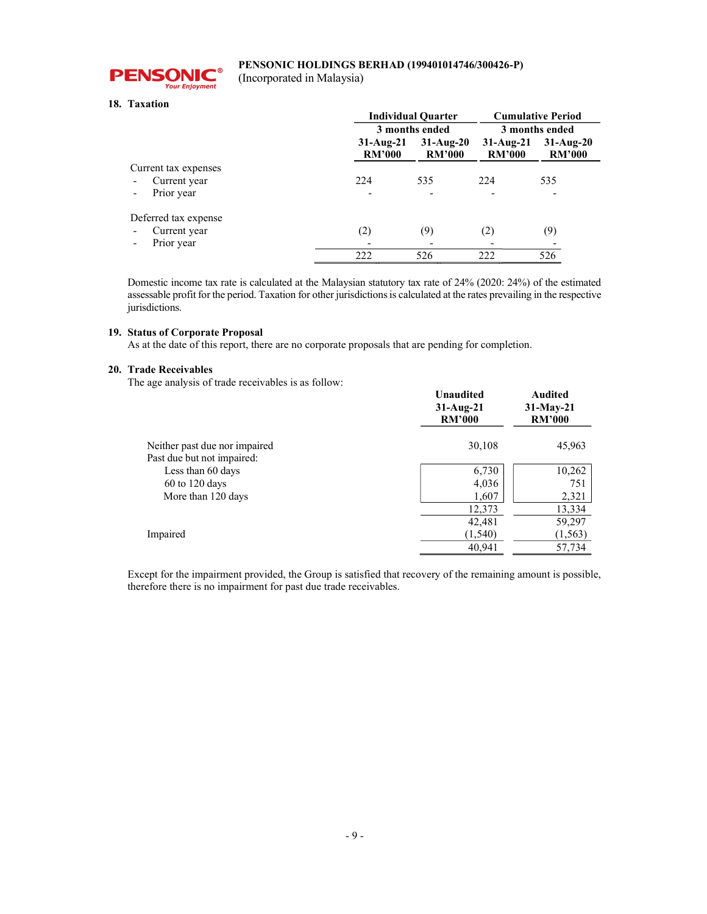**PENSONIC HOLDINGS BERHAD (199401014746/300426-P)**
(Incorporated in Malaysia)

## 18. Taxation

| | Individual Quarter | | Cumulative Period | |
|---|---|---|---|---|
| | 3 months ended | | 3 months ended | |
| | 31-Aug-21 RM'000 | 31-Aug-20 RM'000 | 31-Aug-21 RM'000 | 31-Aug-20 RM'000 |
| Current tax expenses | | | | |
| - Current year | 224 | 535 | 224 | 535 |
| - Prior year | - | - | - | - |
| Deferred tax expense | | | | |
| - Current year | (2) | (9) | (2) | (9) |
| - Prior year | - | - | - | - |
| | 222 | 526 | 222 | 526 |

Domestic income tax rate is calculated at the Malaysian statutory tax rate of 24% (2020: 24%) of the estimated assessable profit for the period. Taxation for other jurisdictions is calculated at the rates prevailing in the respective jurisdictions.

## 19. Status of Corporate Proposal

As at the date of this report, there are no corporate proposals that are pending for completion.

## 20. Trade Receivables

The age analysis of trade receivables is as follow:

| | Unaudited 31-Aug-21 RM'000 | Audited 31-May-21 RM'000 |
|---|---|---|
| Neither past due nor impaired | 30,108 | 45,963 |
| Past due but not impaired: | | |
| Less than 60 days | 6,730 | 10,262 |
| 60 to 120 days | 4,036 | 751 |
| More than 120 days | 1,607 | 2,321 |
| | 12,373 | 13,334 |
| | 42,481 | 59,297 |
| Impaired | (1,540) | (1,563) |
| | 40,941 | 57,734 |

Except for the impairment provided, the Group is satisfied that recovery of the remaining amount is possible, therefore there is no impairment for past due trade receivables.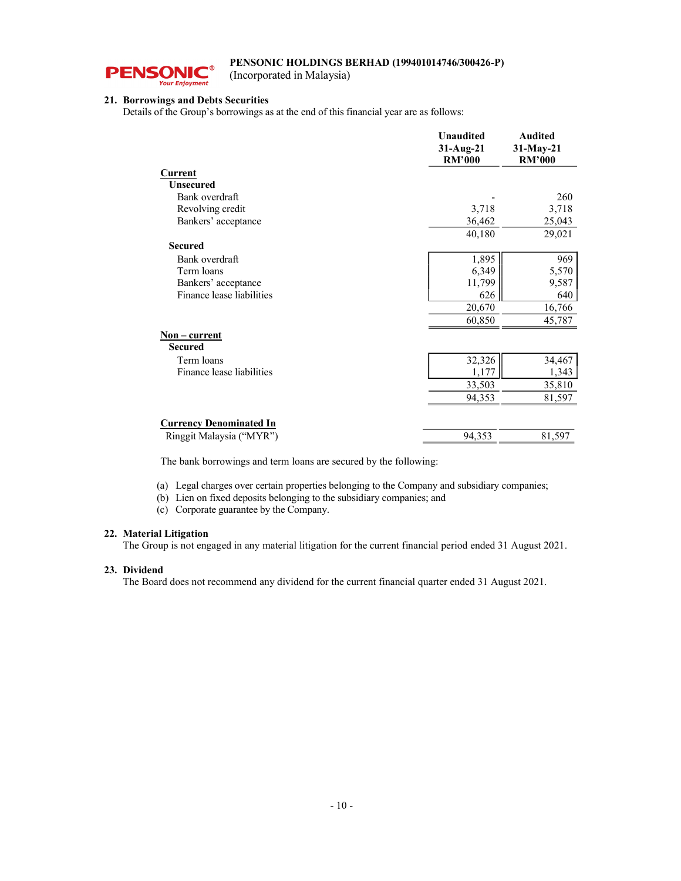## 21. Borrowings and Debts Securities

Details of the Group's borrowings as at the end of this financial year are as follows:

| | Unaudited 31-Aug-21 RM'000 | Audited 31-May-21 RM'000 |
|---|---|---|
| **Current** | | |
| **Unsecured** | | |
| Bank overdraft | - | 260 |
| Revolving credit | 3,718 | 3,718 |
| Bankers' acceptance | 36,462 | 25,043 |
| | 40,180 | 29,021 |
| **Secured** | | |
| Bank overdraft | 1,895 | 969 |
| Term loans | 6,349 | 5,570 |
| Bankers' acceptance | 11,799 | 9,587 |
| Finance lease liabilities | 626 | 640 |
| | 20,670 | 16,766 |
| | 60,850 | 45,787 |
| **Non – current** | | |
| **Secured** | | |
| Term loans | 32,326 | 34,467 |
| Finance lease liabilities | 1,177 | 1,343 |
| | 33,503 | 35,810 |
| | 94,353 | 81,597 |
| **Currency Denominated In** | | |
| Ringgit Malaysia ("MYR") | 94,353 | 81,597 |

The bank borrowings and term loans are secured by the following:

(a) Legal charges over certain properties belonging to the Company and subsidiary companies;
(b) Lien on fixed deposits belonging to the subsidiary companies; and
(c) Corporate guarantee by the Company.

## 22. Material Litigation

The Group is not engaged in any material litigation for the current financial period ended 31 August 2021.

## 23. Dividend

The Board does not recommend any dividend for the current financial quarter ended 31 August 2021.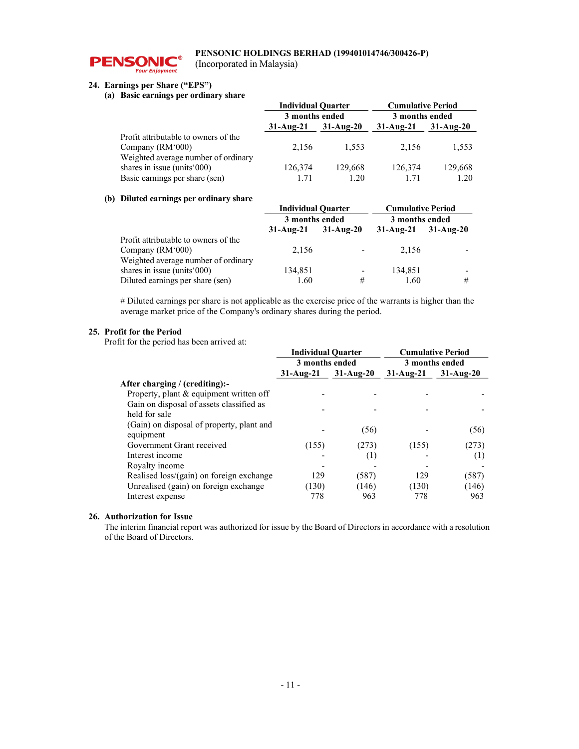**PENSONIC HOLDINGS BERHAD (199401014746/300426-P)**
(Incorporated in Malaysia)

## 24. Earnings per Share ("EPS")

### (a) Basic earnings per ordinary share

| | Individual Quarter | | Cumulative Period | |
|---|---|---|---|---|
| | 3 months ended | | 3 months ended | |
| | 31-Aug-21 | 31-Aug-20 | 31-Aug-21 | 31-Aug-20 |
| Profit attributable to owners of the Company (RM'000) | 2,156 | 1,553 | 2,156 | 1,553 |
| Weighted average number of ordinary shares in issue (units'000) | 126,374 | 129,668 | 126,374 | 129,668 |
| Basic earnings per share (sen) | 1.71 | 1.20 | 1.71 | 1.20 |

### (b) Diluted earnings per ordinary share

| | Individual Quarter | | Cumulative Period | |
|---|---|---|---|---|
| | 3 months ended | | 3 months ended | |
| | 31-Aug-21 | 31-Aug-20 | 31-Aug-21 | 31-Aug-20 |
| Profit attributable to owners of the Company (RM'000) | 2,156 | - | 2,156 | - |
| Weighted average number of ordinary shares in issue (units'000) | 134,851 | - | 134,851 | - |
| Diluted earnings per share (sen) | 1.60 | # | 1.60 | # |

# Diluted earnings per share is not applicable as the exercise price of the warrants is higher than the average market price of the Company's ordinary shares during the period.

## 25. Profit for the Period

Profit for the period has been arrived at:

| | Individual Quarter | | Cumulative Period | |
|---|---|---|---|---|
| | 3 months ended | | 3 months ended | |
| | 31-Aug-21 | 31-Aug-20 | 31-Aug-21 | 31-Aug-20 |
| **After charging / (crediting):-** | | | | |
| Property, plant & equipment written off | - | - | - | - |
| Gain on disposal of assets classified as held for sale | - | - | - | - |
| (Gain) on disposal of property, plant and equipment | - | (56) | - | (56) |
| Government Grant received | (155) | (273) | (155) | (273) |
| Interest income | - | (1) | - | (1) |
| Royalty income | - | - | - | - |
| Realised loss/(gain) on foreign exchange | 129 | (587) | 129 | (587) |
| Unrealised (gain) on foreign exchange | (130) | (146) | (130) | (146) |
| Interest expense | 778 | 963 | 778 | 963 |

## 26. Authorization for Issue

The interim financial report was authorized for issue by the Board of Directors in accordance with a resolution of the Board of Directors.